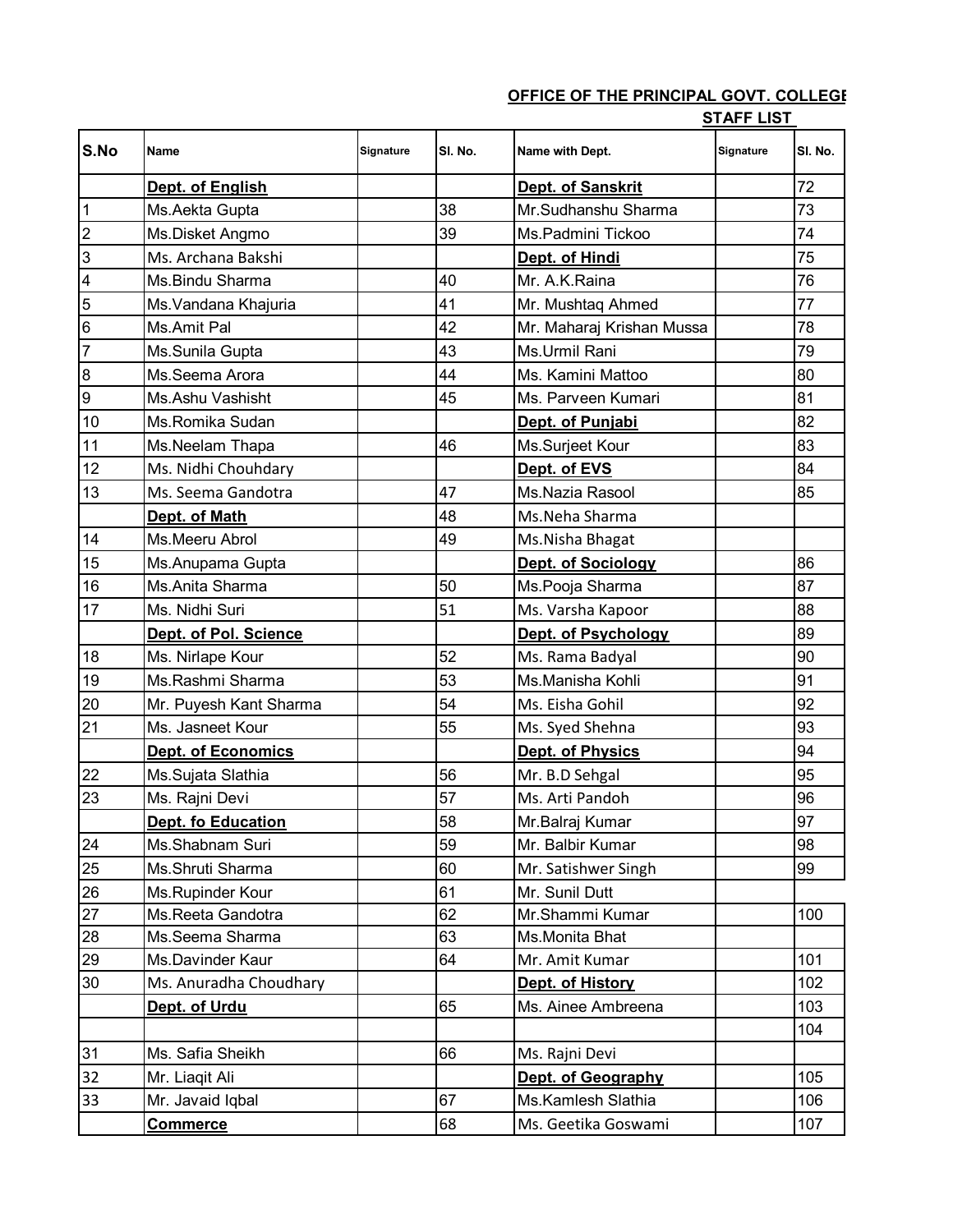**OFFICE OF THE PRINCIPAL GOVT. COLLEGE**

**STAFF LIST**

| S.No | Name | Signature | Sl. No. | Name with Dept. | Signature | Sl. No. |
|---|---|---|---|---|---|---|
| | **Dept. of English** | | | **Dept. of Sanskrit** | | 72 |
| 1 | Ms.Aekta Gupta | | 38 | Mr.Sudhanshu Sharma | | 73 |
| 2 | Ms.Disket Angmo | | 39 | Ms.Padmini Tickoo | | 74 |
| 3 | Ms. Archana Bakshi | | | **Dept. of Hindi** | | 75 |
| 4 | Ms.Bindu Sharma | | 40 | Mr. A.K.Raina | | 76 |
| 5 | Ms.Vandana Khajuria | | 41 | Mr. Mushtaq Ahmed | | 77 |
| 6 | Ms.Amit Pal | | 42 | Mr. Maharaj Krishan Mussa | | 78 |
| 7 | Ms.Sunila Gupta | | 43 | Ms.Urmil Rani | | 79 |
| 8 | Ms.Seema Arora | | 44 | Ms. Kamini Mattoo | | 80 |
| 9 | Ms.Ashu Vashisht | | 45 | Ms. Parveen Kumari | | 81 |
| 10 | Ms.Romika Sudan | | | **Dept. of Punjabi** | | 82 |
| 11 | Ms.Neelam Thapa | | 46 | Ms.Surjeet Kour | | 83 |
| 12 | Ms. Nidhi Chouhdary | | | **Dept. of EVS** | | 84 |
| 13 | Ms. Seema Gandotra | | 47 | Ms.Nazia Rasool | | 85 |
| | **Dept. of Math** | | 48 | Ms.Neha Sharma | | |
| 14 | Ms.Meeru Abrol | | 49 | Ms.Nisha Bhagat | | |
| 15 | Ms.Anupama Gupta | | | **Dept. of Sociology** | | 86 |
| 16 | Ms.Anita Sharma | | 50 | Ms.Pooja Sharma | | 87 |
| 17 | Ms. Nidhi Suri | | 51 | Ms. Varsha Kapoor | | 88 |
| | **Dept. of Pol. Science** | | | **Dept. of Psychology** | | 89 |
| 18 | Ms. Nirlape Kour | | 52 | Ms. Rama Badyal | | 90 |
| 19 | Ms.Rashmi Sharma | | 53 | Ms.Manisha Kohli | | 91 |
| 20 | Mr. Puyesh Kant Sharma | | 54 | Ms. Eisha Gohil | | 92 |
| 21 | Ms. Jasneet Kour | | 55 | Ms. Syed Shehna | | 93 |
| | **Dept. of Economics** | | | **Dept. of Physics** | | 94 |
| 22 | Ms.Sujata Slathia | | 56 | Mr. B.D Sehgal | | 95 |
| 23 | Ms. Rajni Devi | | 57 | Ms. Arti Pandoh | | 96 |
| | **Dept. fo Education** | | 58 | Mr.Balraj Kumar | | 97 |
| 24 | Ms.Shabnam Suri | | 59 | Mr. Balbir Kumar | | 98 |
| 25 | Ms.Shruti Sharma | | 60 | Mr. Satishwer Singh | | 99 |
| 26 | Ms.Rupinder Kour | | 61 | Mr. Sunil Dutt | | |
| 27 | Ms.Reeta Gandotra | | 62 | Mr.Shammi Kumar | | 100 |
| 28 | Ms.Seema Sharma | | 63 | Ms.Monita Bhat | | |
| 29 | Ms.Davinder Kaur | | 64 | Mr. Amit Kumar | | 101 |
| 30 | Ms. Anuradha Choudhary | | | **Dept. of History** | | 102 |
| | **Dept. of Urdu** | | 65 | Ms. Ainee Ambreena | | 103 |
| | | | | | | 104 |
| 31 | Ms. Safia Sheikh | | 66 | Ms. Rajni Devi | | |
| 32 | Mr. Liaqit Ali | | | **Dept. of Geography** | | 105 |
| 33 | Mr. Javaid Iqbal | | 67 | Ms.Kamlesh Slathia | | 106 |
| | **Commerce** | | 68 | Ms. Geetika Goswami | | 107 |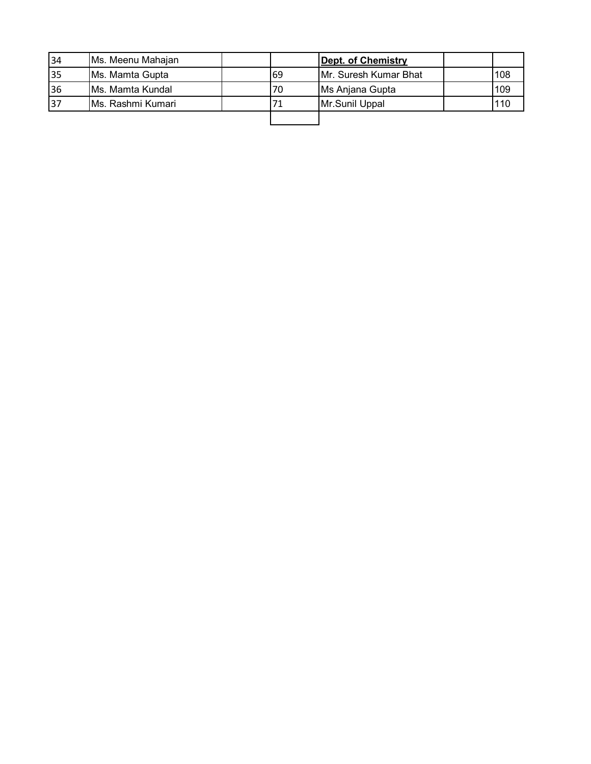| | | | | | | |
|---|---|---|---|---|---|---|
| 34 | Ms. Meenu Mahajan | | | **Dept. of Chemistry** | | |
| 35 | Ms. Mamta Gupta | | 69 | Mr. Suresh Kumar Bhat | | 108 |
| 36 | Ms. Mamta Kundal | | 70 | Ms Anjana Gupta | | 109 |
| 37 | Ms. Rashmi Kumari | | 71 | Mr.Sunil Uppal | | 110 |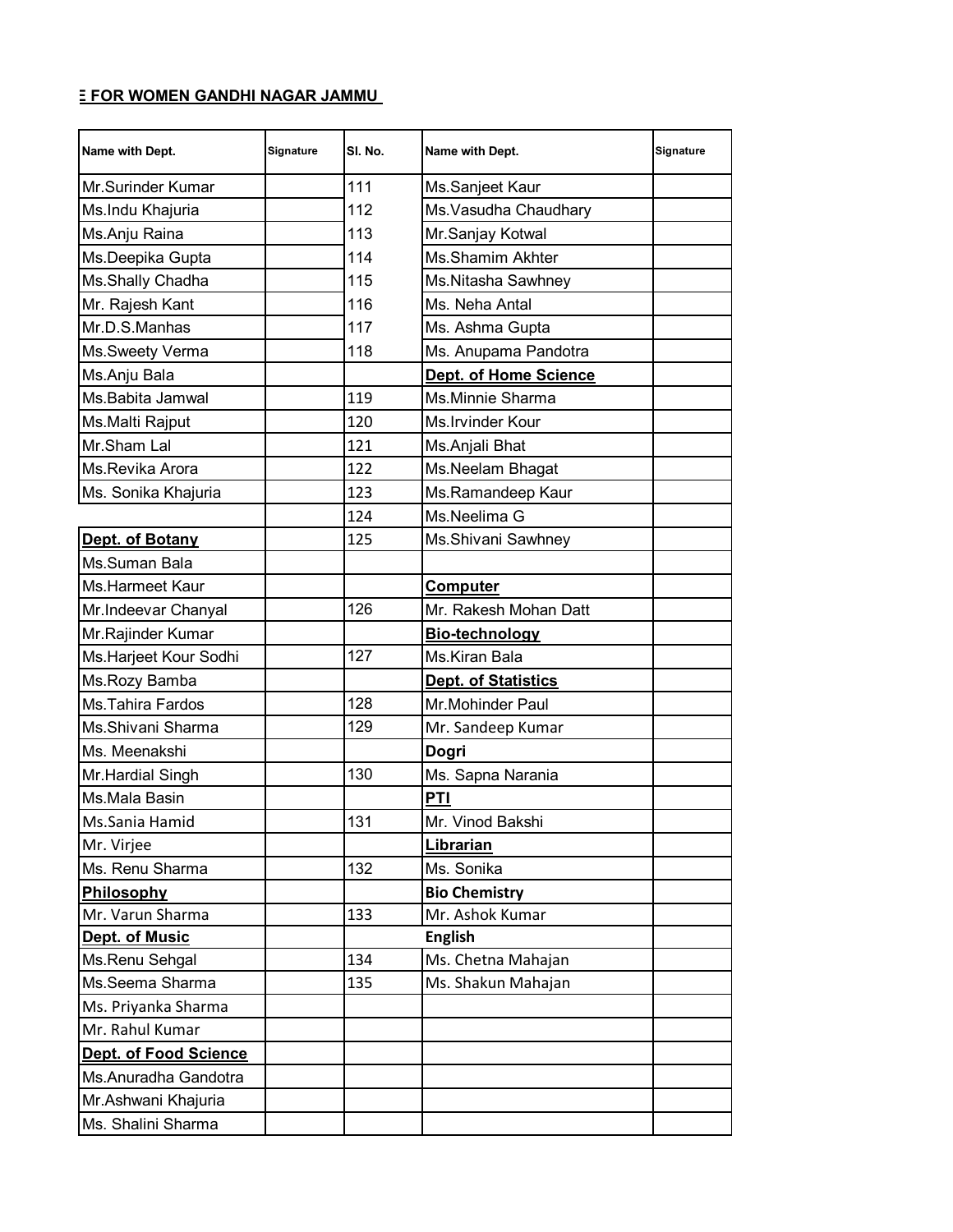**E FOR WOMEN GANDHI NAGAR JAMMU**

| Name with Dept. | Signature | Sl. No. | Name with Dept. | Signature |
|---|---|---|---|---|
| Mr.Surinder Kumar | | 111 | Ms.Sanjeet Kaur | |
| Ms.Indu Khajuria | | 112 | Ms.Vasudha Chaudhary | |
| Ms.Anju Raina | | 113 | Mr.Sanjay Kotwal | |
| Ms.Deepika Gupta | | 114 | Ms.Shamim Akhter | |
| Ms.Shally Chadha | | 115 | Ms.Nitasha Sawhney | |
| Mr. Rajesh Kant | | 116 | Ms. Neha Antal | |
| Mr.D.S.Manhas | | 117 | Ms. Ashma Gupta | |
| Ms.Sweety Verma | | 118 | Ms. Anupama Pandotra | |
| Ms.Anju Bala | | | **Dept. of Home Science** | |
| Ms.Babita Jamwal | | 119 | Ms.Minnie Sharma | |
| Ms.Malti Rajput | | 120 | Ms.Irvinder Kour | |
| Mr.Sham Lal | | 121 | Ms.Anjali Bhat | |
| Ms.Revika Arora | | 122 | Ms.Neelam Bhagat | |
| Ms. Sonika Khajuria | | 123 | Ms.Ramandeep Kaur | |
| | | 124 | Ms.Neelima G | |
| **Dept. of Botany** | | 125 | Ms.Shivani Sawhney | |
| Ms.Suman Bala | | | | |
| Ms.Harmeet Kaur | | | **Computer** | |
| Mr.Indeevar Chanyal | | 126 | Mr. Rakesh Mohan Datt | |
| Mr.Rajinder Kumar | | | **Bio-technology** | |
| Ms.Harjeet Kour Sodhi | | 127 | Ms.Kiran Bala | |
| Ms.Rozy Bamba | | | **Dept. of Statistics** | |
| Ms.Tahira Fardos | | 128 | Mr.Mohinder Paul | |
| Ms.Shivani Sharma | | 129 | Mr. Sandeep Kumar | |
| Ms. Meenakshi | | | **Dogri** | |
| Mr.Hardial Singh | | 130 | Ms. Sapna Narania | |
| Ms.Mala Basin | | | **PTI** | |
| Ms.Sania Hamid | | 131 | Mr. Vinod Bakshi | |
| Mr. Virjee | | | **Librarian** | |
| Ms. Renu Sharma | | 132 | Ms. Sonika | |
| **Philosophy** | | | **Bio Chemistry** | |
| Mr. Varun Sharma | | 133 | Mr. Ashok Kumar | |
| **Dept. of Music** | | | **English** | |
| Ms.Renu Sehgal | | 134 | Ms. Chetna Mahajan | |
| Ms.Seema Sharma | | 135 | Ms. Shakun Mahajan | |
| Ms. Priyanka Sharma | | | | |
| Mr. Rahul Kumar | | | | |
| **Dept. of Food Science** | | | | |
| Ms.Anuradha Gandotra | | | | |
| Mr.Ashwani Khajuria | | | | |
| Ms. Shalini Sharma | | | | |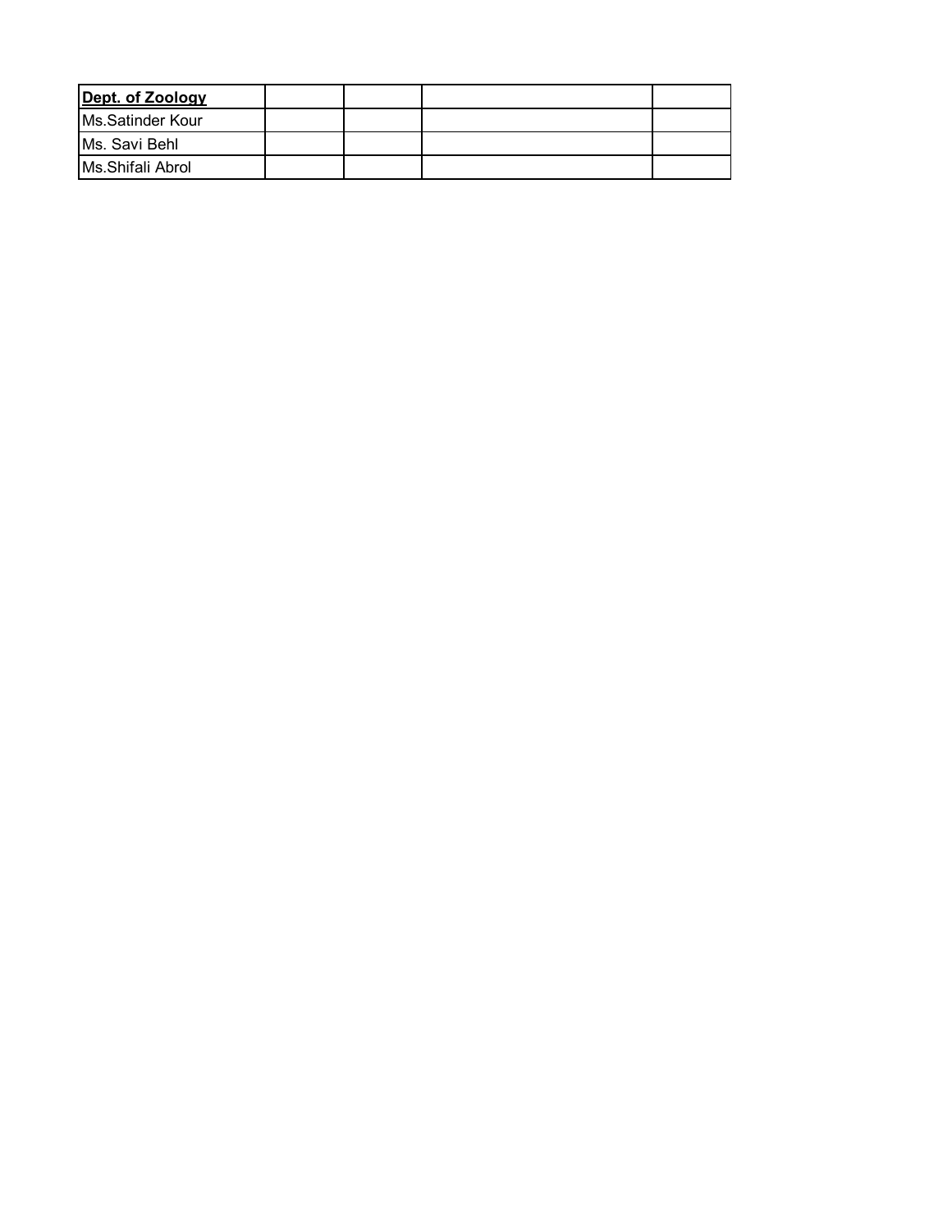| **Dept. of Zoology** | | | | |
|---|---|---|---|---|
| Ms.Satinder Kour | | | | |
| Ms. Savi Behl | | | | |
| Ms.Shifali Abrol | | | | |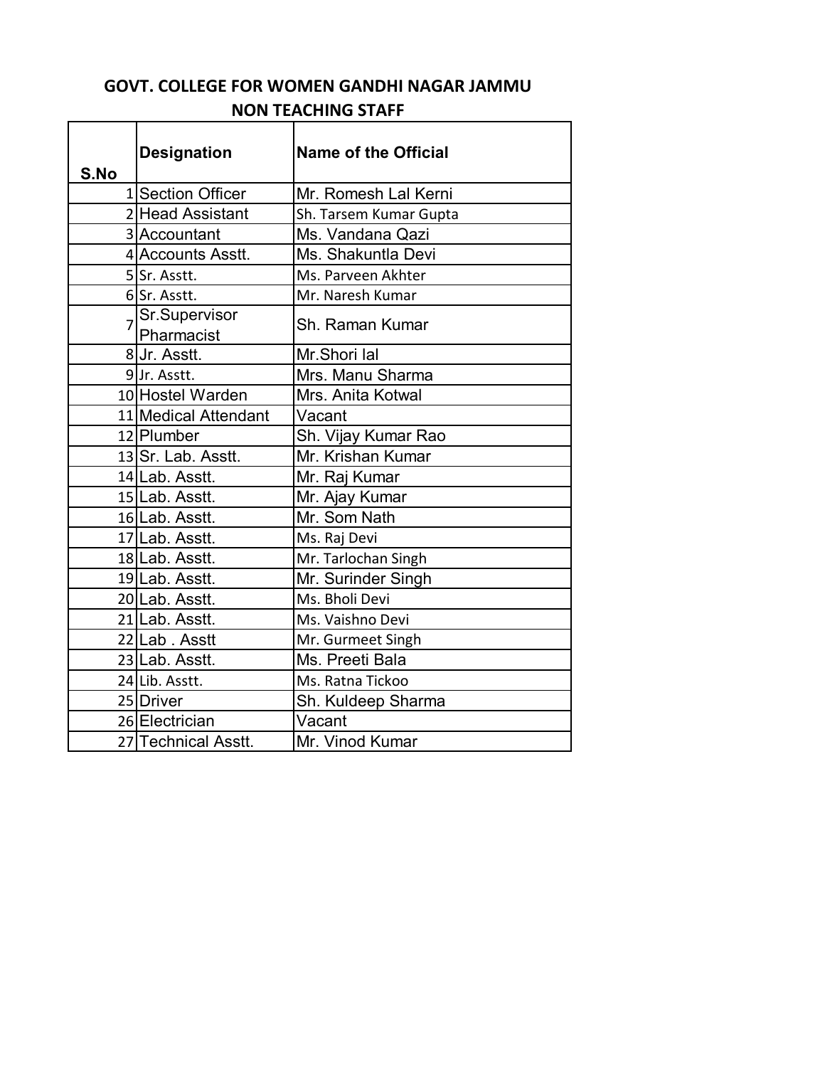## GOVT. COLLEGE FOR WOMEN GANDHI NAGAR JAMMU

### NON TEACHING STAFF

| S.No | Designation | Name of the Official |
|---|---|---|
| 1 | Section Officer | Mr. Romesh Lal Kerni |
| 2 | Head Assistant | Sh. Tarsem Kumar Gupta |
| 3 | Accountant | Ms. Vandana Qazi |
| 4 | Accounts Asstt. | Ms. Shakuntla Devi |
| 5 | Sr. Asstt. | Ms. Parveen Akhter |
| 6 | Sr. Asstt. | Mr. Naresh Kumar |
| 7 | Sr.Supervisor Pharmacist | Sh. Raman Kumar |
| 8 | Jr. Asstt. | Mr.Shori lal |
| 9 | Jr. Asstt. | Mrs. Manu Sharma |
| 10 | Hostel Warden | Mrs. Anita Kotwal |
| 11 | Medical Attendant | Vacant |
| 12 | Plumber | Sh. Vijay Kumar Rao |
| 13 | Sr. Lab. Asstt. | Mr. Krishan Kumar |
| 14 | Lab. Asstt. | Mr. Raj Kumar |
| 15 | Lab. Asstt. | Mr. Ajay Kumar |
| 16 | Lab. Asstt. | Mr. Som Nath |
| 17 | Lab. Asstt. | Ms. Raj Devi |
| 18 | Lab. Asstt. | Mr. Tarlochan Singh |
| 19 | Lab. Asstt. | Mr. Surinder Singh |
| 20 | Lab. Asstt. | Ms. Bholi Devi |
| 21 | Lab. Asstt. | Ms. Vaishno Devi |
| 22 | Lab . Asstt | Mr. Gurmeet Singh |
| 23 | Lab. Asstt. | Ms. Preeti Bala |
| 24 | Lib. Asstt. | Ms. Ratna Tickoo |
| 25 | Driver | Sh. Kuldeep Sharma |
| 26 | Electrician | Vacant |
| 27 | Technical Asstt. | Mr. Vinod Kumar |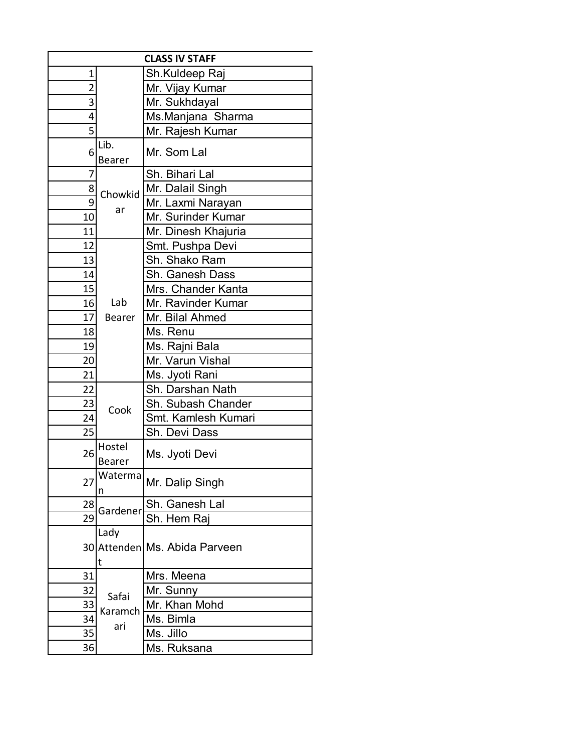| CLASS IV STAFF | | |
| --- | --- | --- |
| 1 | | Sh.Kuldeep Raj |
| 2 | | Mr. Vijay Kumar |
| 3 | | Mr. Sukhdayal |
| 4 | | Ms.Manjana Sharma |
| 5 | | Mr. Rajesh Kumar |
| 6 | Lib. Bearer | Mr. Som Lal |
| 7 | Chowkidar | Sh. Bihari Lal |
| 8 | | Mr. Dalail Singh |
| 9 | | Mr. Laxmi Narayan |
| 10 | | Mr. Surinder Kumar |
| 11 | | Mr. Dinesh Khajuria |
| 12 | Lab Bearer | Smt. Pushpa Devi |
| 13 | | Sh. Shako Ram |
| 14 | | Sh. Ganesh Dass |
| 15 | | Mrs. Chander Kanta |
| 16 | | Mr. Ravinder Kumar |
| 17 | | Mr. Bilal Ahmed |
| 18 | | Ms. Renu |
| 19 | | Ms. Rajni Bala |
| 20 | | Mr. Varun Vishal |
| 21 | | Ms. Jyoti Rani |
| 22 | Cook | Sh. Darshan Nath |
| 23 | | Sh. Subash Chander |
| 24 | | Smt. Kamlesh Kumari |
| 25 | | Sh. Devi Dass |
| 26 | Hostel Bearer | Ms. Jyoti Devi |
| 27 | Waterman | Mr. Dalip Singh |
| 28 | Gardener | Sh. Ganesh Lal |
| 29 | | Sh. Hem Raj |
| 30 | Lady Attendent | Ms. Abida Parveen |
| 31 | Safai Karamchari | Mrs. Meena |
| 32 | | Mr. Sunny |
| 33 | | Mr. Khan Mohd |
| 34 | | Ms. Bimla |
| 35 | | Ms. Jillo |
| 36 | | Ms. Ruksana |